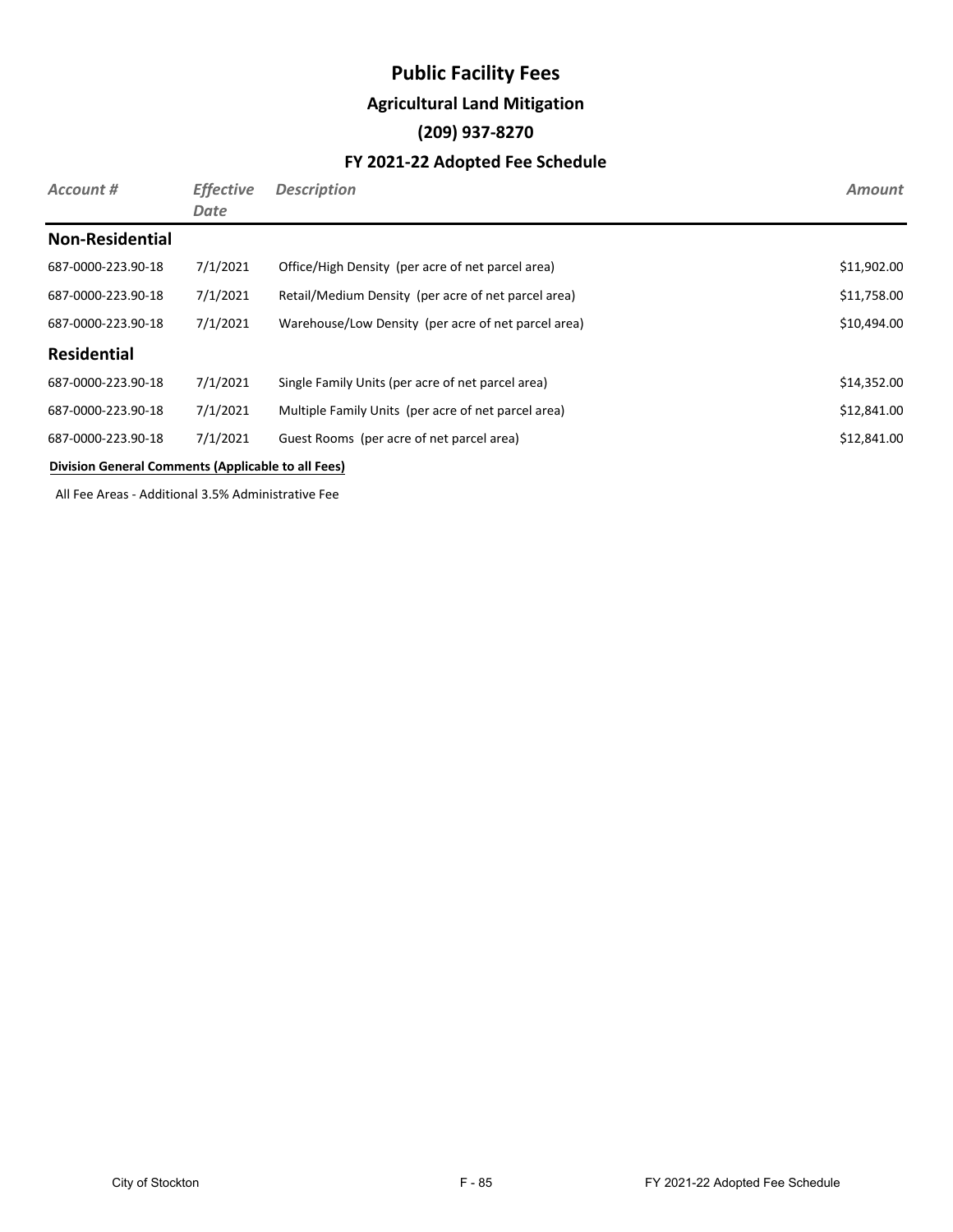# Public Facility Fees

## Agricultural Land Mitigation

### (209) 937-8270

### FY 2021-22 Adopted Fee Schedule

| *Account #* | *Effective Date* | *Description* | *Amount* |
|---|---|---|---|
| **Non-Residential** | | | |
| 687-0000-223.90-18 | 7/1/2021 | Office/High Density (per acre of net parcel area) | $11,902.00 |
| 687-0000-223.90-18 | 7/1/2021 | Retail/Medium Density (per acre of net parcel area) | $11,758.00 |
| 687-0000-223.90-18 | 7/1/2021 | Warehouse/Low Density (per acre of net parcel area) | $10,494.00 |
| **Residential** | | | |
| 687-0000-223.90-18 | 7/1/2021 | Single Family Units (per acre of net parcel area) | $14,352.00 |
| 687-0000-223.90-18 | 7/1/2021 | Multiple Family Units (per acre of net parcel area) | $12,841.00 |
| 687-0000-223.90-18 | 7/1/2021 | Guest Rooms (per acre of net parcel area) | $12,841.00 |

**Division General Comments (Applicable to all Fees)**

All Fee Areas - Additional 3.5% Administrative Fee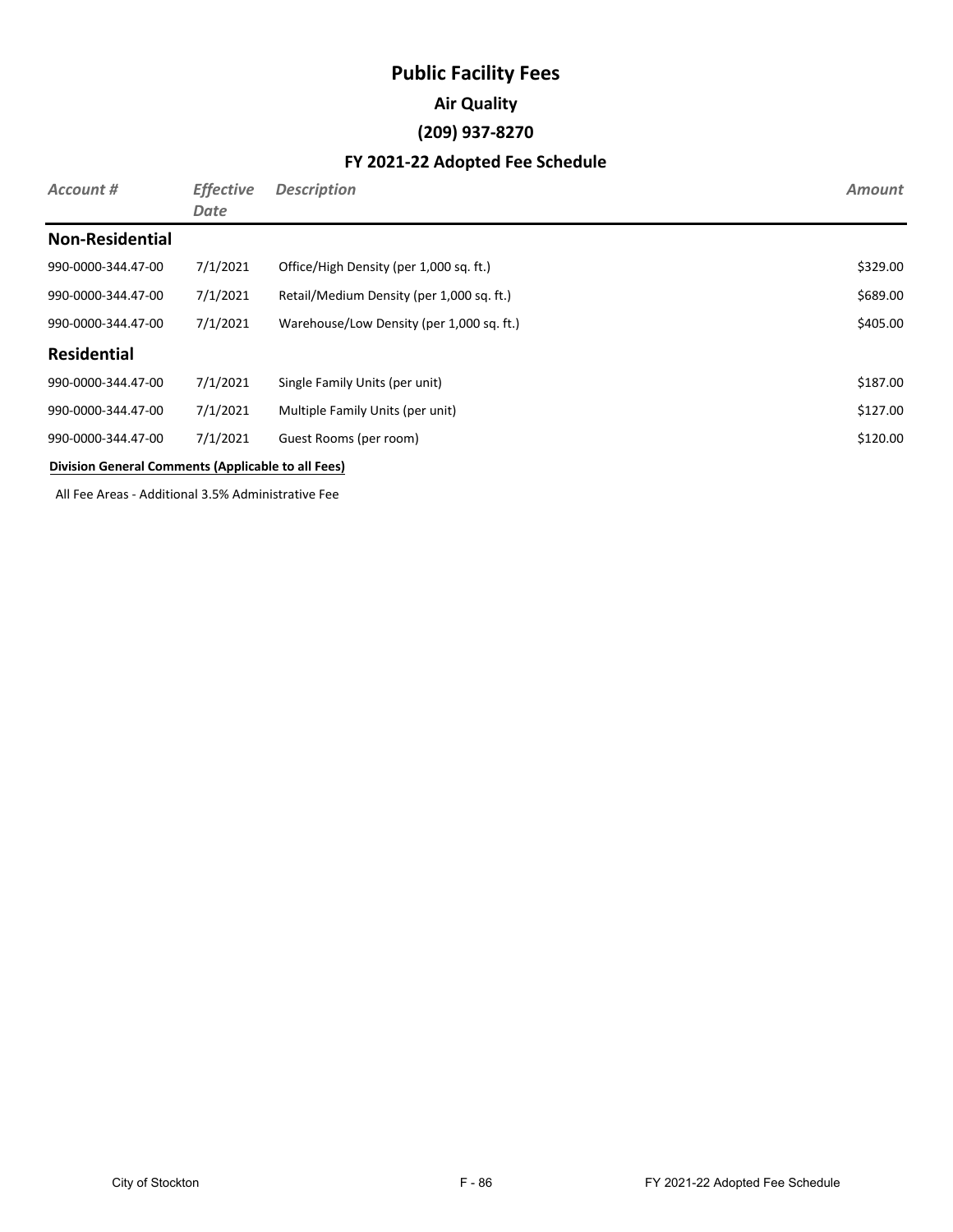# Public Facility Fees

## Air Quality

## (209) 937-8270

## FY 2021-22 Adopted Fee Schedule

| *Account #* | *Effective Date* | *Description* | *Amount* |
|---|---|---|---|
| **Non-Residential** | | | |
| 990-0000-344.47-00 | 7/1/2021 | Office/High Density (per 1,000 sq. ft.) | $329.00 |
| 990-0000-344.47-00 | 7/1/2021 | Retail/Medium Density (per 1,000 sq. ft.) | $689.00 |
| 990-0000-344.47-00 | 7/1/2021 | Warehouse/Low Density (per 1,000 sq. ft.) | $405.00 |
| **Residential** | | | |
| 990-0000-344.47-00 | 7/1/2021 | Single Family Units (per unit) | $187.00 |
| 990-0000-344.47-00 | 7/1/2021 | Multiple Family Units (per unit) | $127.00 |
| 990-0000-344.47-00 | 7/1/2021 | Guest Rooms (per room) | $120.00 |

**Division General Comments (Applicable to all Fees)**

All Fee Areas - Additional 3.5% Administrative Fee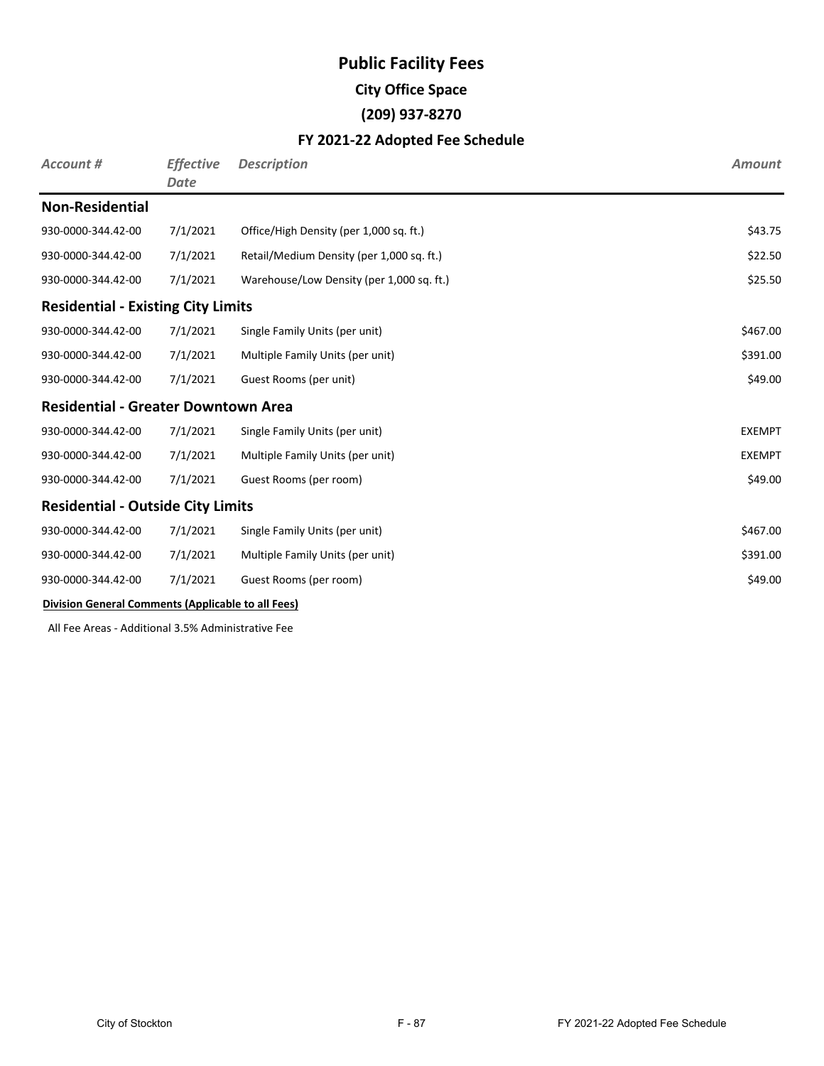# Public Facility Fees

## City Office Space

## (209) 937-8270

## FY 2021-22 Adopted Fee Schedule

| *Account #* | *Effective Date* | *Description* | *Amount* |
|---|---|---|---|
| **Non-Residential** | | | |
| 930-0000-344.42-00 | 7/1/2021 | Office/High Density (per 1,000 sq. ft.) | $43.75 |
| 930-0000-344.42-00 | 7/1/2021 | Retail/Medium Density (per 1,000 sq. ft.) | $22.50 |
| 930-0000-344.42-00 | 7/1/2021 | Warehouse/Low Density (per 1,000 sq. ft.) | $25.50 |
| **Residential - Existing City Limits** | | | |
| 930-0000-344.42-00 | 7/1/2021 | Single Family Units (per unit) | $467.00 |
| 930-0000-344.42-00 | 7/1/2021 | Multiple Family Units (per unit) | $391.00 |
| 930-0000-344.42-00 | 7/1/2021 | Guest Rooms (per unit) | $49.00 |
| **Residential - Greater Downtown Area** | | | |
| 930-0000-344.42-00 | 7/1/2021 | Single Family Units (per unit) | EXEMPT |
| 930-0000-344.42-00 | 7/1/2021 | Multiple Family Units (per unit) | EXEMPT |
| 930-0000-344.42-00 | 7/1/2021 | Guest Rooms (per room) | $49.00 |
| **Residential - Outside City Limits** | | | |
| 930-0000-344.42-00 | 7/1/2021 | Single Family Units (per unit) | $467.00 |
| 930-0000-344.42-00 | 7/1/2021 | Multiple Family Units (per unit) | $391.00 |
| 930-0000-344.42-00 | 7/1/2021 | Guest Rooms (per room) | $49.00 |

**Division General Comments (Applicable to all Fees)**

All Fee Areas - Additional 3.5% Administrative Fee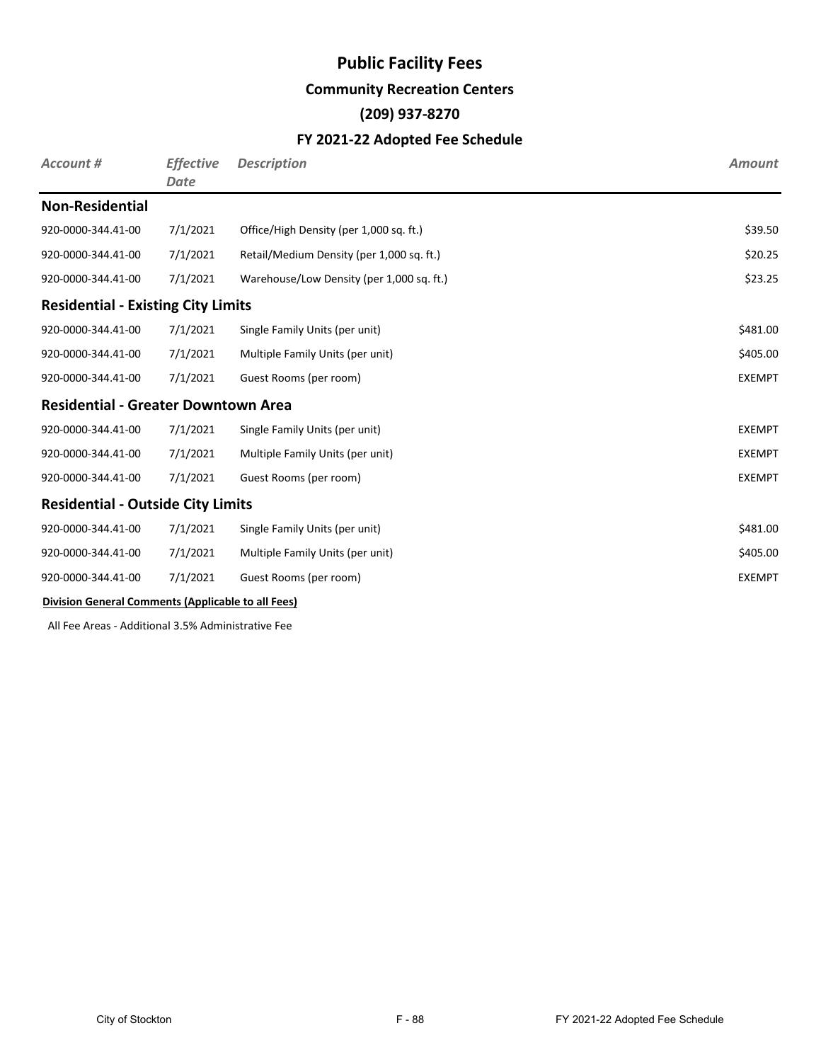# Public Facility Fees

## Community Recreation Centers

## (209) 937-8270

## FY 2021-22 Adopted Fee Schedule

| *Account #* | *Effective Date* | *Description* | *Amount* |
|---|---|---|---|
| **Non-Residential** | | | |
| 920-0000-344.41-00 | 7/1/2021 | Office/High Density (per 1,000 sq. ft.) | $39.50 |
| 920-0000-344.41-00 | 7/1/2021 | Retail/Medium Density (per 1,000 sq. ft.) | $20.25 |
| 920-0000-344.41-00 | 7/1/2021 | Warehouse/Low Density (per 1,000 sq. ft.) | $23.25 |
| **Residential - Existing City Limits** | | | |
| 920-0000-344.41-00 | 7/1/2021 | Single Family Units (per unit) | $481.00 |
| 920-0000-344.41-00 | 7/1/2021 | Multiple Family Units (per unit) | $405.00 |
| 920-0000-344.41-00 | 7/1/2021 | Guest Rooms (per room) | EXEMPT |
| **Residential - Greater Downtown Area** | | | |
| 920-0000-344.41-00 | 7/1/2021 | Single Family Units (per unit) | EXEMPT |
| 920-0000-344.41-00 | 7/1/2021 | Multiple Family Units (per unit) | EXEMPT |
| 920-0000-344.41-00 | 7/1/2021 | Guest Rooms (per room) | EXEMPT |
| **Residential - Outside City Limits** | | | |
| 920-0000-344.41-00 | 7/1/2021 | Single Family Units (per unit) | $481.00 |
| 920-0000-344.41-00 | 7/1/2021 | Multiple Family Units (per unit) | $405.00 |
| 920-0000-344.41-00 | 7/1/2021 | Guest Rooms (per room) | EXEMPT |

**Division General Comments (Applicable to all Fees)**

All Fee Areas - Additional 3.5% Administrative Fee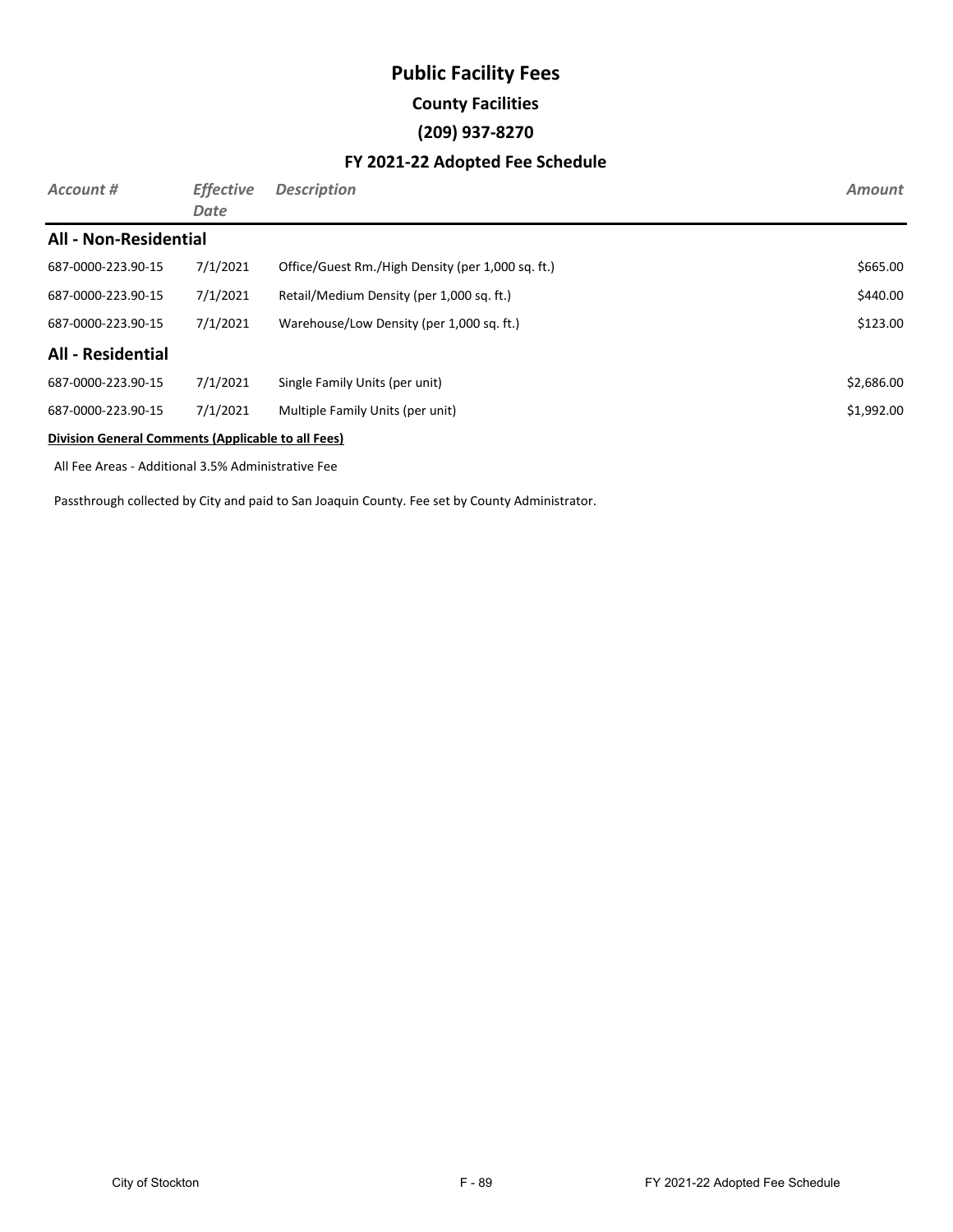# Public Facility Fees

## County Facilities

## (209) 937-8270

## FY 2021-22 Adopted Fee Schedule

| *Account #* | *Effective Date* | *Description* | *Amount* |
|---|---|---|---|
| **All - Non-Residential** | | | |
| 687-0000-223.90-15 | 7/1/2021 | Office/Guest Rm./High Density (per 1,000 sq. ft.) | $665.00 |
| 687-0000-223.90-15 | 7/1/2021 | Retail/Medium Density (per 1,000 sq. ft.) | $440.00 |
| 687-0000-223.90-15 | 7/1/2021 | Warehouse/Low Density (per 1,000 sq. ft.) | $123.00 |
| **All - Residential** | | | |
| 687-0000-223.90-15 | 7/1/2021 | Single Family Units (per unit) | $2,686.00 |
| 687-0000-223.90-15 | 7/1/2021 | Multiple Family Units (per unit) | $1,992.00 |

**Division General Comments (Applicable to all Fees)**

All Fee Areas - Additional 3.5% Administrative Fee

Passthrough collected by City and paid to San Joaquin County. Fee set by County Administrator.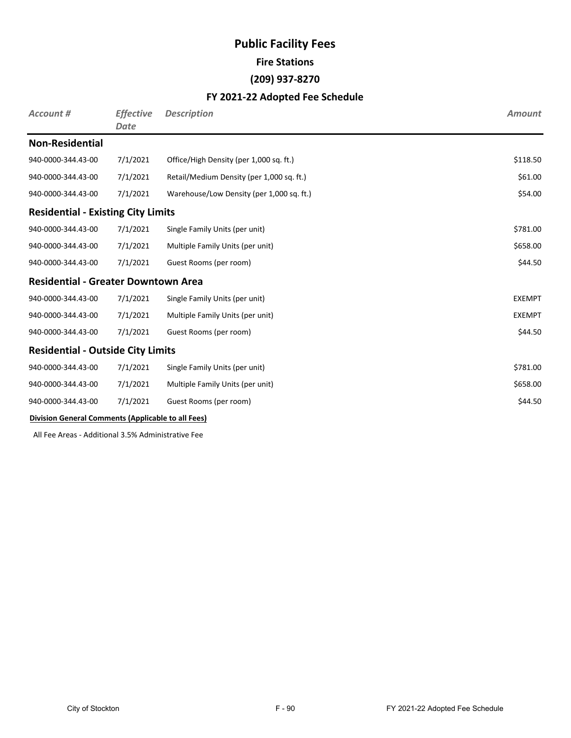# Public Facility Fees

## Fire Stations

## (209) 937-8270

## FY 2021-22 Adopted Fee Schedule

| *Account #* | *Effective Date* | *Description* | *Amount* |
|---|---|---|---|
| **Non-Residential** | | | |
| 940-0000-344.43-00 | 7/1/2021 | Office/High Density (per 1,000 sq. ft.) | $118.50 |
| 940-0000-344.43-00 | 7/1/2021 | Retail/Medium Density (per 1,000 sq. ft.) | $61.00 |
| 940-0000-344.43-00 | 7/1/2021 | Warehouse/Low Density (per 1,000 sq. ft.) | $54.00 |
| **Residential - Existing City Limits** | | | |
| 940-0000-344.43-00 | 7/1/2021 | Single Family Units (per unit) | $781.00 |
| 940-0000-344.43-00 | 7/1/2021 | Multiple Family Units (per unit) | $658.00 |
| 940-0000-344.43-00 | 7/1/2021 | Guest Rooms (per room) | $44.50 |
| **Residential - Greater Downtown Area** | | | |
| 940-0000-344.43-00 | 7/1/2021 | Single Family Units (per unit) | EXEMPT |
| 940-0000-344.43-00 | 7/1/2021 | Multiple Family Units (per unit) | EXEMPT |
| 940-0000-344.43-00 | 7/1/2021 | Guest Rooms (per room) | $44.50 |
| **Residential - Outside City Limits** | | | |
| 940-0000-344.43-00 | 7/1/2021 | Single Family Units (per unit) | $781.00 |
| 940-0000-344.43-00 | 7/1/2021 | Multiple Family Units (per unit) | $658.00 |
| 940-0000-344.43-00 | 7/1/2021 | Guest Rooms (per room) | $44.50 |

**Division General Comments (Applicable to all Fees)**

All Fee Areas - Additional 3.5% Administrative Fee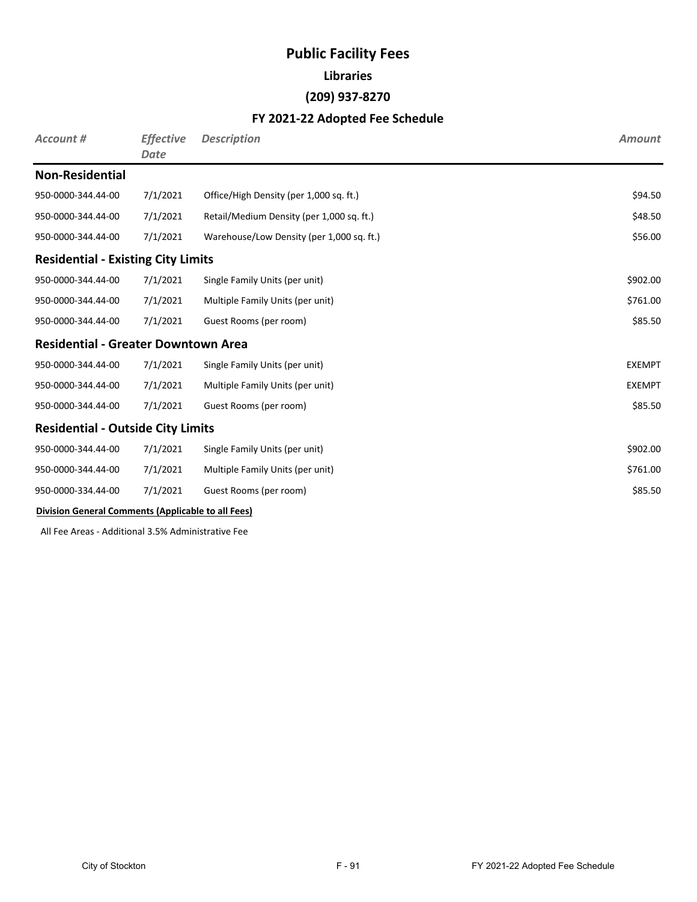# Public Facility Fees

## Libraries

### (209) 937-8270

### FY 2021-22 Adopted Fee Schedule

| *Account #* | *Effective Date* | *Description* | *Amount* |
|---|---|---|---|
| **Non-Residential** | | | |
| 950-0000-344.44-00 | 7/1/2021 | Office/High Density (per 1,000 sq. ft.) | $94.50 |
| 950-0000-344.44-00 | 7/1/2021 | Retail/Medium Density (per 1,000 sq. ft.) | $48.50 |
| 950-0000-344.44-00 | 7/1/2021 | Warehouse/Low Density (per 1,000 sq. ft.) | $56.00 |
| **Residential - Existing City Limits** | | | |
| 950-0000-344.44-00 | 7/1/2021 | Single Family Units (per unit) | $902.00 |
| 950-0000-344.44-00 | 7/1/2021 | Multiple Family Units (per unit) | $761.00 |
| 950-0000-344.44-00 | 7/1/2021 | Guest Rooms (per room) | $85.50 |
| **Residential - Greater Downtown Area** | | | |
| 950-0000-344.44-00 | 7/1/2021 | Single Family Units (per unit) | EXEMPT |
| 950-0000-344.44-00 | 7/1/2021 | Multiple Family Units (per unit) | EXEMPT |
| 950-0000-344.44-00 | 7/1/2021 | Guest Rooms (per room) | $85.50 |
| **Residential - Outside City Limits** | | | |
| 950-0000-344.44-00 | 7/1/2021 | Single Family Units (per unit) | $902.00 |
| 950-0000-344.44-00 | 7/1/2021 | Multiple Family Units (per unit) | $761.00 |
| 950-0000-334.44-00 | 7/1/2021 | Guest Rooms (per room) | $85.50 |

**Division General Comments (Applicable to all Fees)**

All Fee Areas - Additional 3.5% Administrative Fee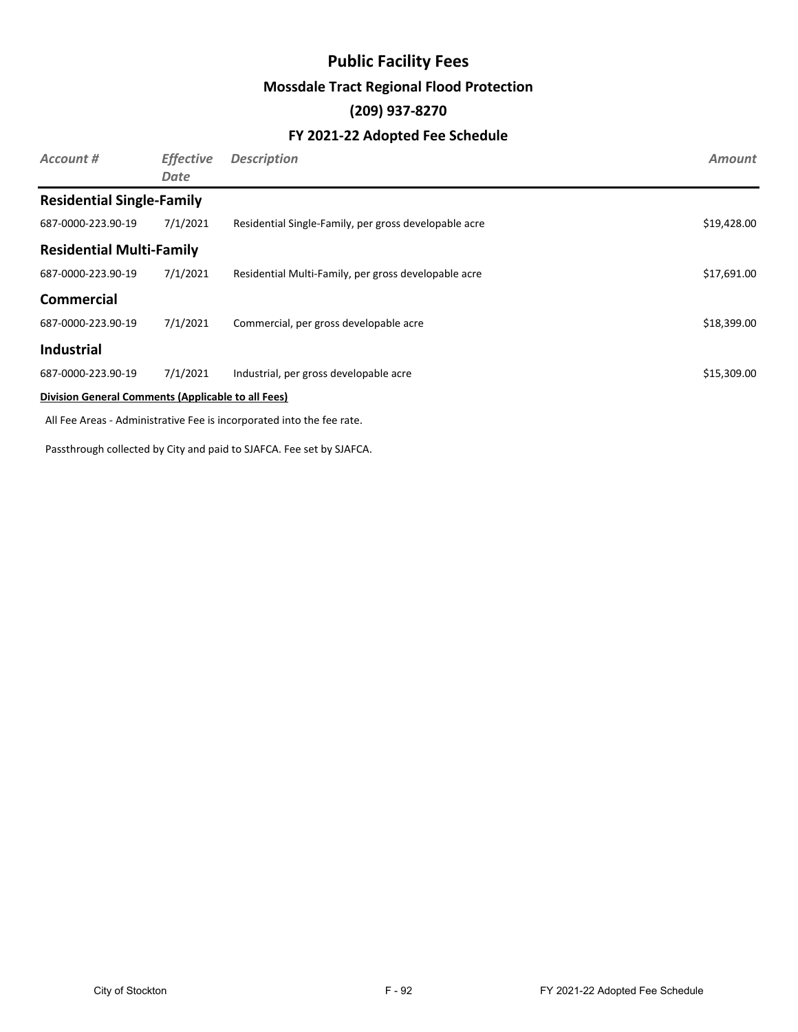# Public Facility Fees

## Mossdale Tract Regional Flood Protection

## (209) 937-8270

## FY 2021-22 Adopted Fee Schedule

| *Account #* | *Effective Date* | *Description* | *Amount* |
|---|---|---|---|
| **Residential Single-Family** | | | |
| 687-0000-223.90-19 | 7/1/2021 | Residential Single-Family, per gross developable acre | $19,428.00 |
| **Residential Multi-Family** | | | |
| 687-0000-223.90-19 | 7/1/2021 | Residential Multi-Family, per gross developable acre | $17,691.00 |
| **Commercial** | | | |
| 687-0000-223.90-19 | 7/1/2021 | Commercial, per gross developable acre | $18,399.00 |
| **Industrial** | | | |
| 687-0000-223.90-19 | 7/1/2021 | Industrial, per gross developable acre | $15,309.00 |

**Division General Comments (Applicable to all Fees)**

All Fee Areas - Administrative Fee is incorporated into the fee rate.

Passthrough collected by City and paid to SJAFCA. Fee set by SJAFCA.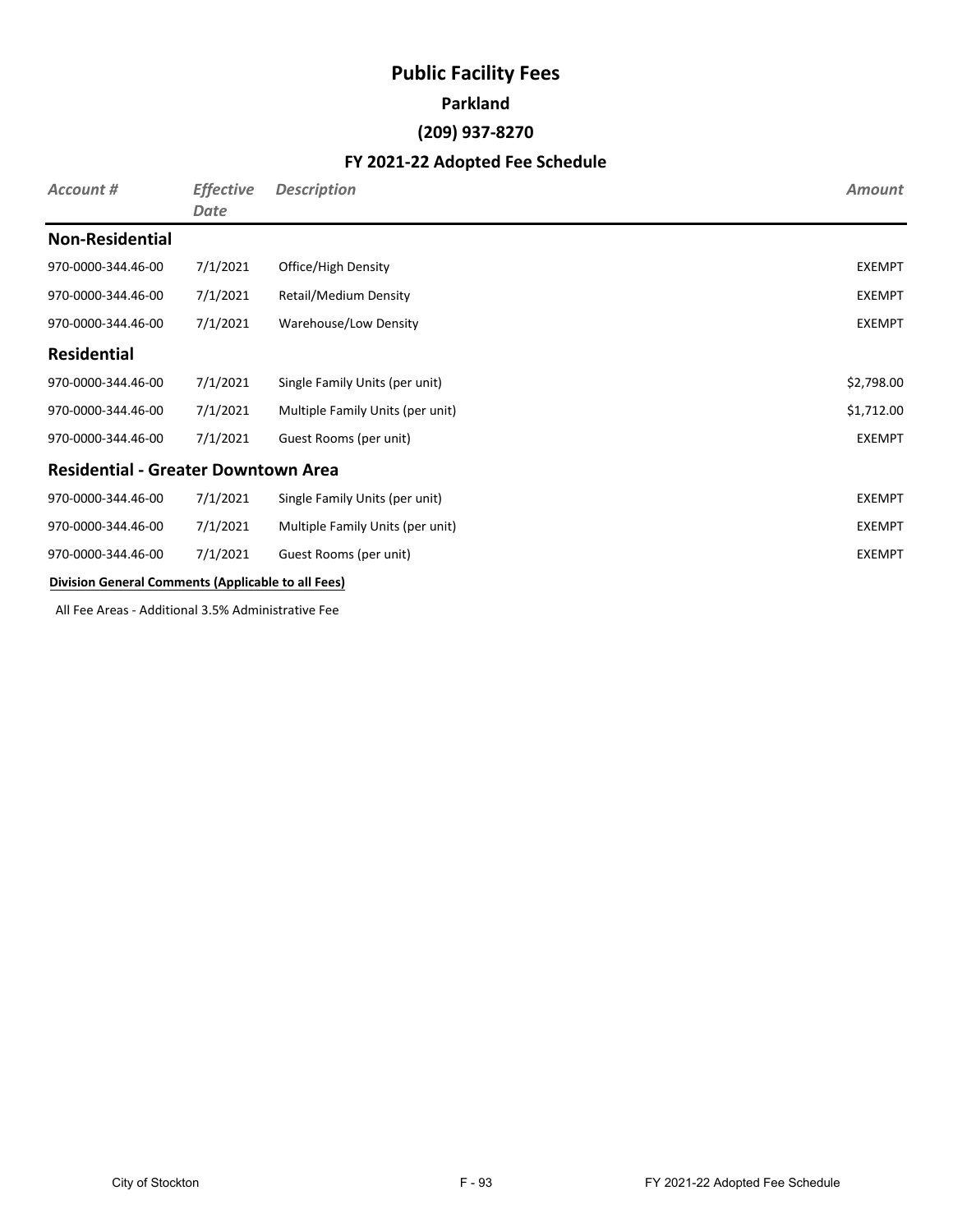# Public Facility Fees

## Parkland

## (209) 937-8270

## FY 2021-22 Adopted Fee Schedule

| *Account #* | *Effective Date* | *Description* | *Amount* |
|---|---|---|---|
| **Non-Residential** | | | |
| 970-0000-344.46-00 | 7/1/2021 | Office/High Density | EXEMPT |
| 970-0000-344.46-00 | 7/1/2021 | Retail/Medium Density | EXEMPT |
| 970-0000-344.46-00 | 7/1/2021 | Warehouse/Low Density | EXEMPT |
| **Residential** | | | |
| 970-0000-344.46-00 | 7/1/2021 | Single Family Units (per unit) | $2,798.00 |
| 970-0000-344.46-00 | 7/1/2021 | Multiple Family Units (per unit) | $1,712.00 |
| 970-0000-344.46-00 | 7/1/2021 | Guest Rooms (per unit) | EXEMPT |
| **Residential - Greater Downtown Area** | | | |
| 970-0000-344.46-00 | 7/1/2021 | Single Family Units (per unit) | EXEMPT |
| 970-0000-344.46-00 | 7/1/2021 | Multiple Family Units (per unit) | EXEMPT |
| 970-0000-344.46-00 | 7/1/2021 | Guest Rooms (per unit) | EXEMPT |

**Division General Comments (Applicable to all Fees)**

All Fee Areas - Additional 3.5% Administrative Fee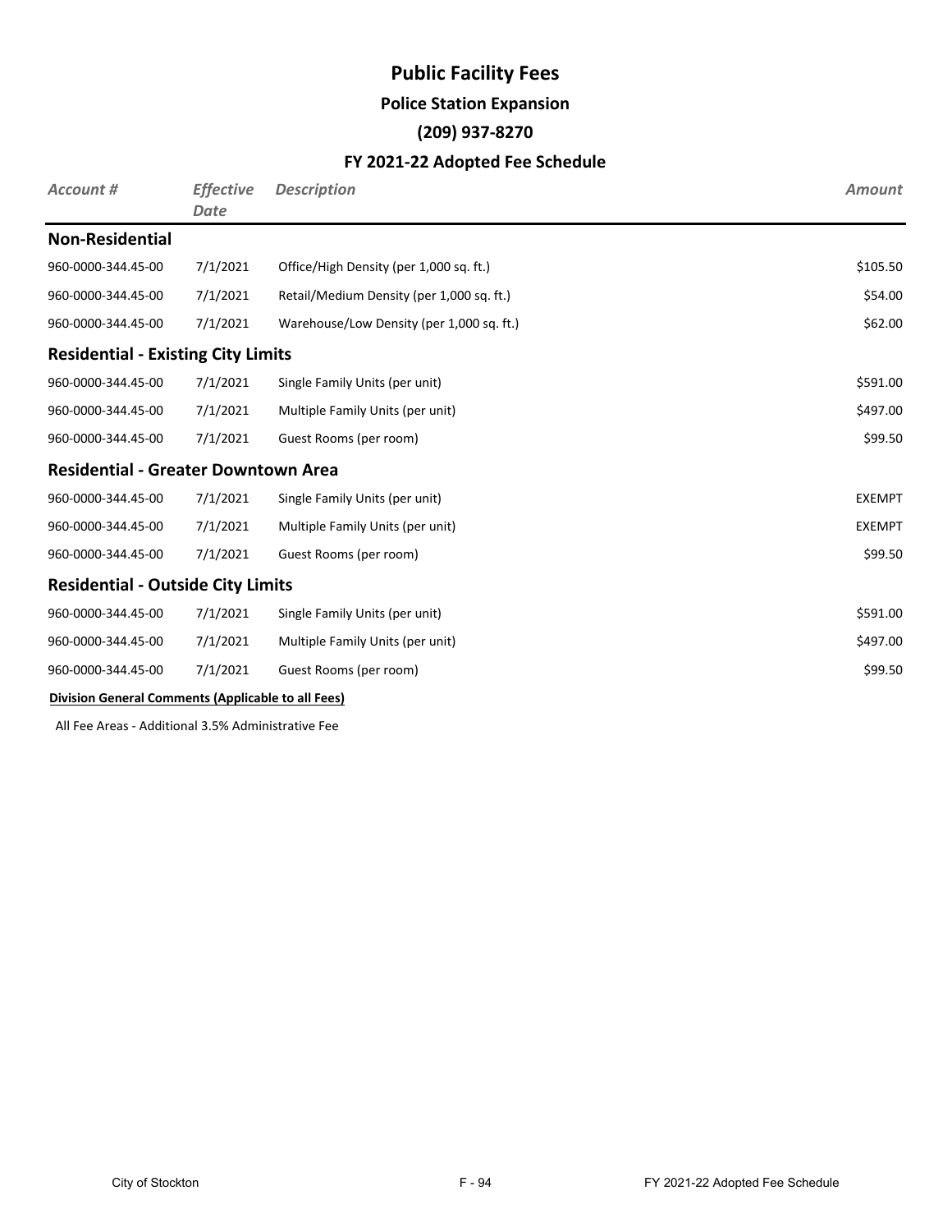# Public Facility Fees

## Police Station Expansion

## (209) 937-8270

## FY 2021-22 Adopted Fee Schedule

| *Account #* | *Effective Date* | *Description* | *Amount* |
|---|---|---|---|
| **Non-Residential** | | | |
| 960-0000-344.45-00 | 7/1/2021 | Office/High Density (per 1,000 sq. ft.) | $105.50 |
| 960-0000-344.45-00 | 7/1/2021 | Retail/Medium Density (per 1,000 sq. ft.) | $54.00 |
| 960-0000-344.45-00 | 7/1/2021 | Warehouse/Low Density (per 1,000 sq. ft.) | $62.00 |
| **Residential - Existing City Limits** | | | |
| 960-0000-344.45-00 | 7/1/2021 | Single Family Units (per unit) | $591.00 |
| 960-0000-344.45-00 | 7/1/2021 | Multiple Family Units (per unit) | $497.00 |
| 960-0000-344.45-00 | 7/1/2021 | Guest Rooms (per room) | $99.50 |
| **Residential - Greater Downtown Area** | | | |
| 960-0000-344.45-00 | 7/1/2021 | Single Family Units (per unit) | EXEMPT |
| 960-0000-344.45-00 | 7/1/2021 | Multiple Family Units (per unit) | EXEMPT |
| 960-0000-344.45-00 | 7/1/2021 | Guest Rooms (per room) | $99.50 |
| **Residential - Outside City Limits** | | | |
| 960-0000-344.45-00 | 7/1/2021 | Single Family Units (per unit) | $591.00 |
| 960-0000-344.45-00 | 7/1/2021 | Multiple Family Units (per unit) | $497.00 |
| 960-0000-344.45-00 | 7/1/2021 | Guest Rooms (per room) | $99.50 |

**Division General Comments (Applicable to all Fees)**

All Fee Areas - Additional 3.5% Administrative Fee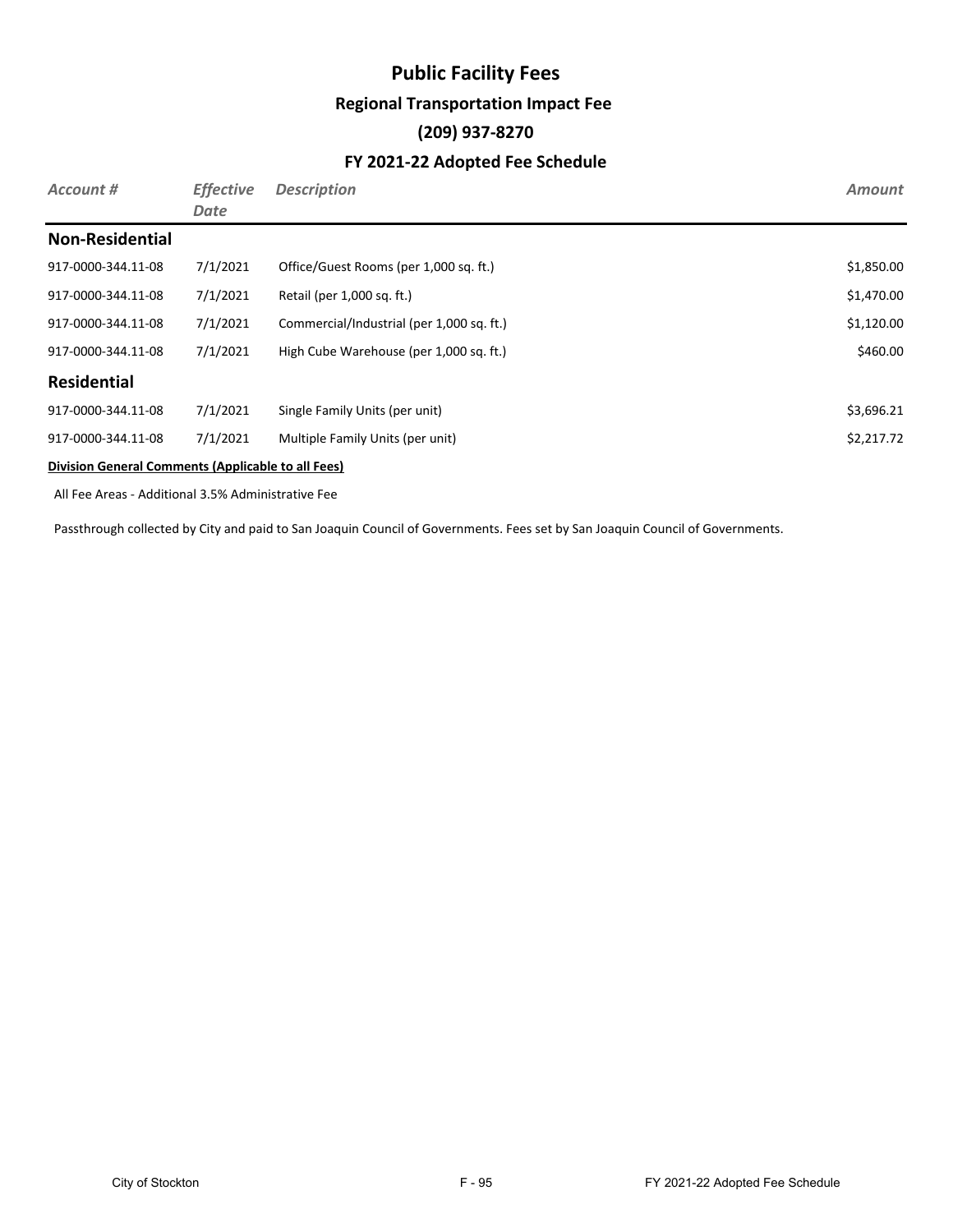# Public Facility Fees

## Regional Transportation Impact Fee

## (209) 937-8270

## FY 2021-22 Adopted Fee Schedule

| *Account #* | *Effective Date* | *Description* | *Amount* |
|---|---|---|---|
| **Non-Residential** | | | |
| 917-0000-344.11-08 | 7/1/2021 | Office/Guest Rooms (per 1,000 sq. ft.) | $1,850.00 |
| 917-0000-344.11-08 | 7/1/2021 | Retail (per 1,000 sq. ft.) | $1,470.00 |
| 917-0000-344.11-08 | 7/1/2021 | Commercial/Industrial (per 1,000 sq. ft.) | $1,120.00 |
| 917-0000-344.11-08 | 7/1/2021 | High Cube Warehouse (per 1,000 sq. ft.) | $460.00 |
| **Residential** | | | |
| 917-0000-344.11-08 | 7/1/2021 | Single Family Units (per unit) | $3,696.21 |
| 917-0000-344.11-08 | 7/1/2021 | Multiple Family Units (per unit) | $2,217.72 |

**Division General Comments (Applicable to all Fees)**

All Fee Areas - Additional 3.5% Administrative Fee

Passthrough collected by City and paid to San Joaquin Council of Governments. Fees set by San Joaquin Council of Governments.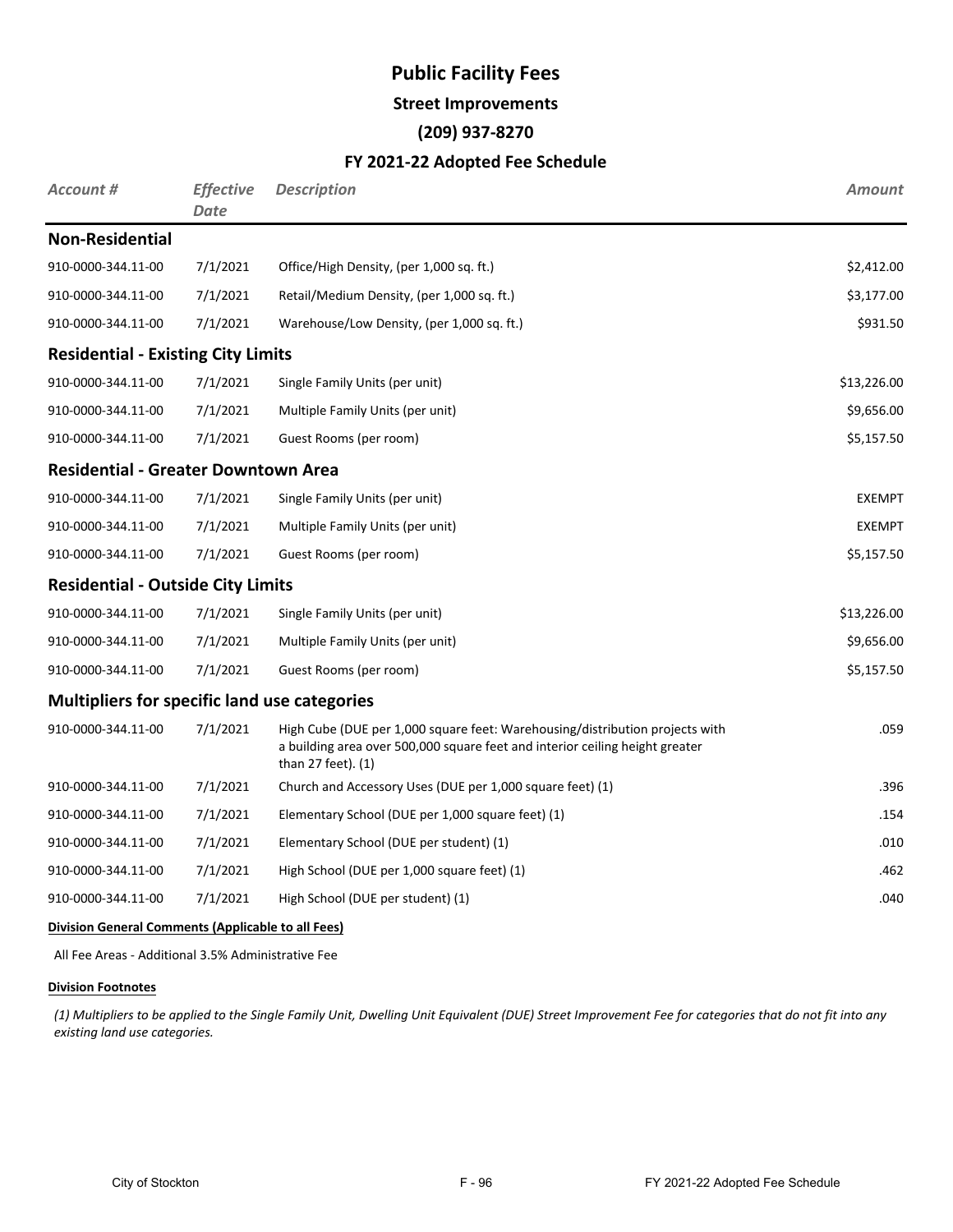# Public Facility Fees

## Street Improvements

### (209) 937-8270

### FY 2021-22 Adopted Fee Schedule

| *Account #* | *Effective Date* | *Description* | *Amount* |
|---|---|---|---|
| **Non-Residential** | | | |
| 910-0000-344.11-00 | 7/1/2021 | Office/High Density, (per 1,000 sq. ft.) | $2,412.00 |
| 910-0000-344.11-00 | 7/1/2021 | Retail/Medium Density, (per 1,000 sq. ft.) | $3,177.00 |
| 910-0000-344.11-00 | 7/1/2021 | Warehouse/Low Density, (per 1,000 sq. ft.) | $931.50 |
| **Residential - Existing City Limits** | | | |
| 910-0000-344.11-00 | 7/1/2021 | Single Family Units (per unit) | $13,226.00 |
| 910-0000-344.11-00 | 7/1/2021 | Multiple Family Units (per unit) | $9,656.00 |
| 910-0000-344.11-00 | 7/1/2021 | Guest Rooms (per room) | $5,157.50 |
| **Residential - Greater Downtown Area** | | | |
| 910-0000-344.11-00 | 7/1/2021 | Single Family Units (per unit) | EXEMPT |
| 910-0000-344.11-00 | 7/1/2021 | Multiple Family Units (per unit) | EXEMPT |
| 910-0000-344.11-00 | 7/1/2021 | Guest Rooms (per room) | $5,157.50 |
| **Residential - Outside City Limits** | | | |
| 910-0000-344.11-00 | 7/1/2021 | Single Family Units (per unit) | $13,226.00 |
| 910-0000-344.11-00 | 7/1/2021 | Multiple Family Units (per unit) | $9,656.00 |
| 910-0000-344.11-00 | 7/1/2021 | Guest Rooms (per room) | $5,157.50 |
| **Multipliers for specific land use categories** | | | |
| 910-0000-344.11-00 | 7/1/2021 | High Cube (DUE per 1,000 square feet: Warehousing/distribution projects with a building area over 500,000 square feet and interior ceiling height greater than 27 feet). (1) | .059 |
| 910-0000-344.11-00 | 7/1/2021 | Church and Accessory Uses (DUE per 1,000 square feet) (1) | .396 |
| 910-0000-344.11-00 | 7/1/2021 | Elementary School (DUE per 1,000 square feet) (1) | .154 |
| 910-0000-344.11-00 | 7/1/2021 | Elementary School (DUE per student) (1) | .010 |
| 910-0000-344.11-00 | 7/1/2021 | High School (DUE per 1,000 square feet) (1) | .462 |
| 910-0000-344.11-00 | 7/1/2021 | High School (DUE per student) (1) | .040 |

**Division General Comments (Applicable to all Fees)**

All Fee Areas - Additional 3.5% Administrative Fee

**Division Footnotes**

*(1) Multipliers to be applied to the Single Family Unit, Dwelling Unit Equivalent (DUE) Street Improvement Fee for categories that do not fit into any existing land use categories.*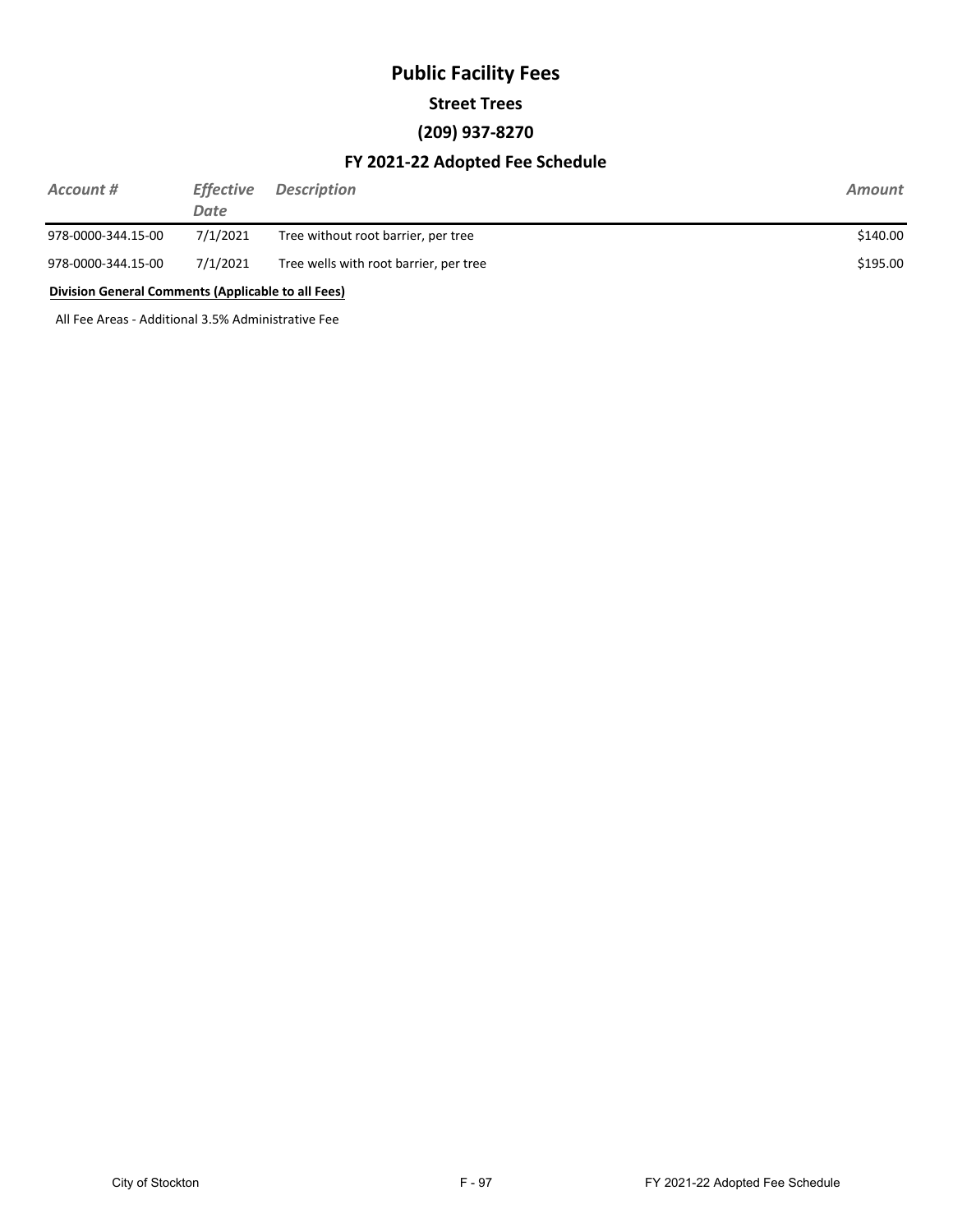# Public Facility Fees

## Street Trees

## (209) 937-8270

## FY 2021-22 Adopted Fee Schedule

| *Account #* | *Effective Date* | *Description* | *Amount* |
|---|---|---|---|
| 978-0000-344.15-00 | 7/1/2021 | Tree without root barrier, per tree | $140.00 |
| 978-0000-344.15-00 | 7/1/2021 | Tree wells with root barrier, per tree | $195.00 |

**Division General Comments (Applicable to all Fees)**

All Fee Areas - Additional 3.5% Administrative Fee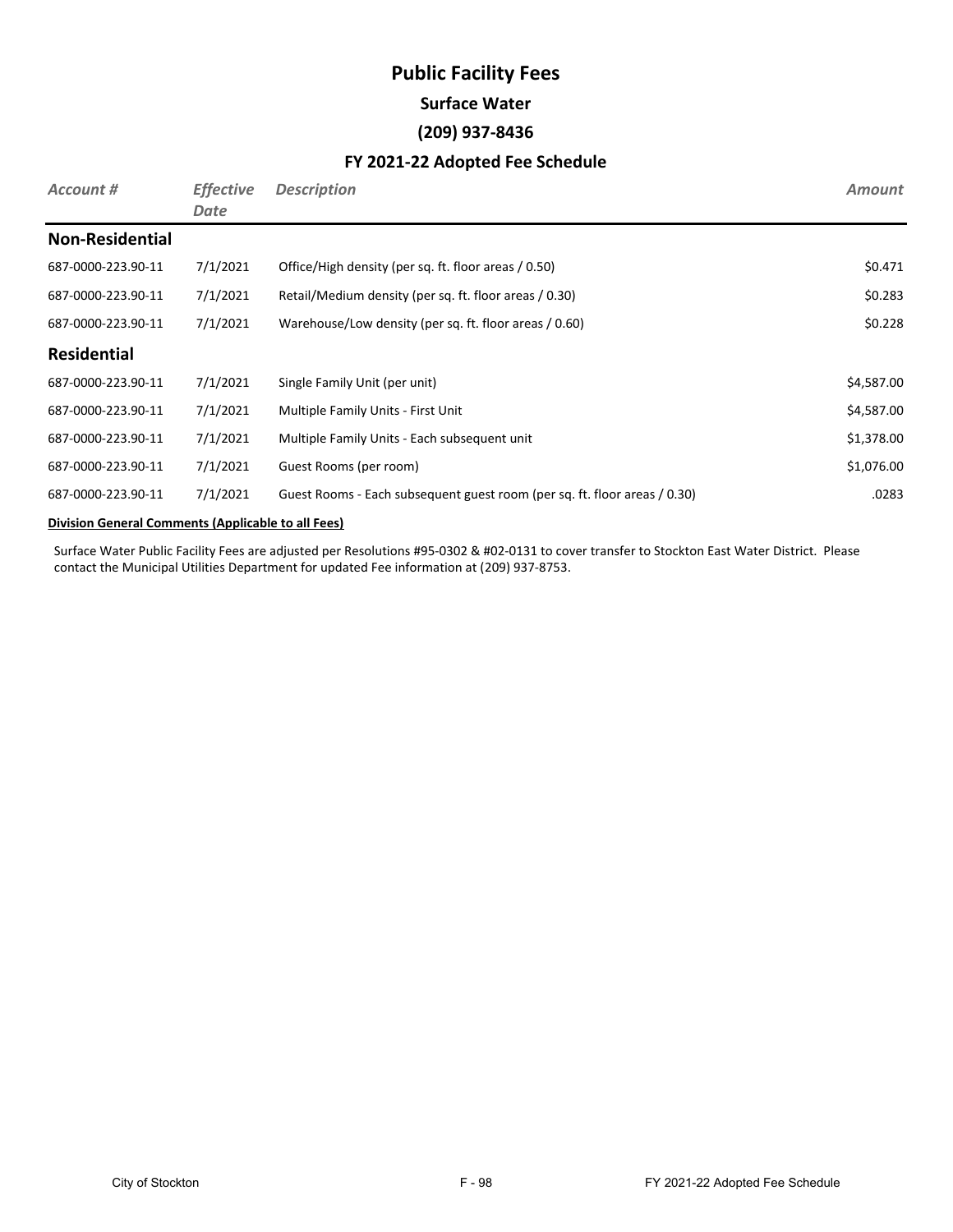# Public Facility Fees

## Surface Water

## (209) 937-8436

## FY 2021-22 Adopted Fee Schedule

| *Account #* | *Effective Date* | *Description* | *Amount* |
|---|---|---|---|
| **Non-Residential** | | | |
| 687-0000-223.90-11 | 7/1/2021 | Office/High density (per sq. ft. floor areas / 0.50) | $0.471 |
| 687-0000-223.90-11 | 7/1/2021 | Retail/Medium density (per sq. ft. floor areas / 0.30) | $0.283 |
| 687-0000-223.90-11 | 7/1/2021 | Warehouse/Low density (per sq. ft. floor areas / 0.60) | $0.228 |
| **Residential** | | | |
| 687-0000-223.90-11 | 7/1/2021 | Single Family Unit (per unit) | $4,587.00 |
| 687-0000-223.90-11 | 7/1/2021 | Multiple Family Units - First Unit | $4,587.00 |
| 687-0000-223.90-11 | 7/1/2021 | Multiple Family Units - Each subsequent unit | $1,378.00 |
| 687-0000-223.90-11 | 7/1/2021 | Guest Rooms (per room) | $1,076.00 |
| 687-0000-223.90-11 | 7/1/2021 | Guest Rooms - Each subsequent guest room (per sq. ft. floor areas / 0.30) | .0283 |

**Division General Comments (Applicable to all Fees)**

Surface Water Public Facility Fees are adjusted per Resolutions #95-0302 & #02-0131 to cover transfer to Stockton East Water District. Please contact the Municipal Utilities Department for updated Fee information at (209) 937-8753.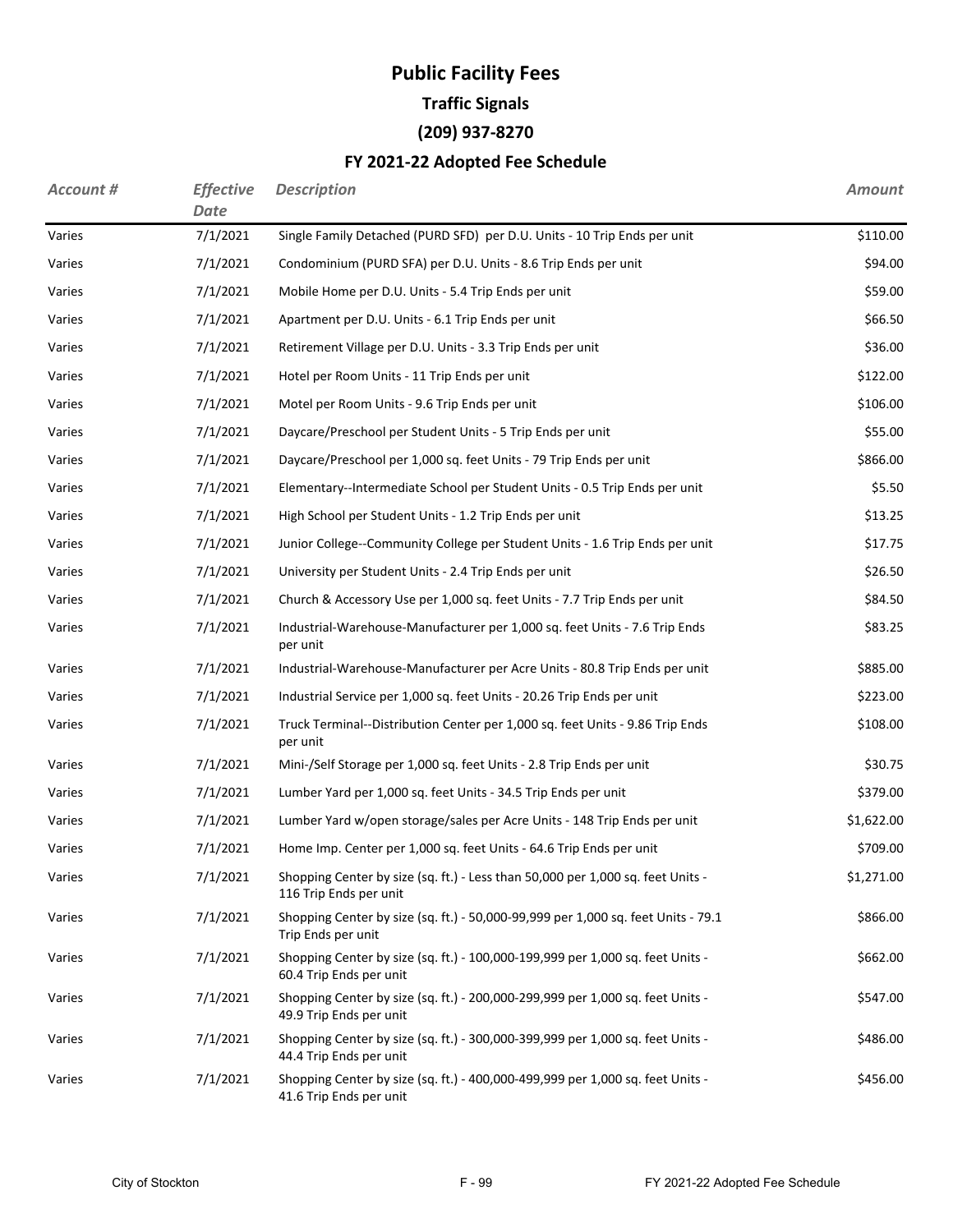# Public Facility Fees

## Traffic Signals

## (209) 937-8270

## FY 2021-22 Adopted Fee Schedule

| *Account #* | *Effective Date* | *Description* | *Amount* |
|---|---|---|---|
| Varies | 7/1/2021 | Single Family Detached (PURD SFD) per D.U. Units - 10 Trip Ends per unit | $110.00 |
| Varies | 7/1/2021 | Condominium (PURD SFA) per D.U. Units - 8.6 Trip Ends per unit | $94.00 |
| Varies | 7/1/2021 | Mobile Home per D.U. Units - 5.4 Trip Ends per unit | $59.00 |
| Varies | 7/1/2021 | Apartment per D.U. Units - 6.1 Trip Ends per unit | $66.50 |
| Varies | 7/1/2021 | Retirement Village per D.U. Units - 3.3 Trip Ends per unit | $36.00 |
| Varies | 7/1/2021 | Hotel per Room Units - 11 Trip Ends per unit | $122.00 |
| Varies | 7/1/2021 | Motel per Room Units - 9.6 Trip Ends per unit | $106.00 |
| Varies | 7/1/2021 | Daycare/Preschool per Student Units - 5 Trip Ends per unit | $55.00 |
| Varies | 7/1/2021 | Daycare/Preschool per 1,000 sq. feet Units - 79 Trip Ends per unit | $866.00 |
| Varies | 7/1/2021 | Elementary--Intermediate School per Student Units - 0.5 Trip Ends per unit | $5.50 |
| Varies | 7/1/2021 | High School per Student Units - 1.2 Trip Ends per unit | $13.25 |
| Varies | 7/1/2021 | Junior College--Community College per Student Units - 1.6 Trip Ends per unit | $17.75 |
| Varies | 7/1/2021 | University per Student Units - 2.4 Trip Ends per unit | $26.50 |
| Varies | 7/1/2021 | Church & Accessory Use per 1,000 sq. feet Units - 7.7 Trip Ends per unit | $84.50 |
| Varies | 7/1/2021 | Industrial-Warehouse-Manufacturer per 1,000 sq. feet Units - 7.6 Trip Ends per unit | $83.25 |
| Varies | 7/1/2021 | Industrial-Warehouse-Manufacturer per Acre Units - 80.8 Trip Ends per unit | $885.00 |
| Varies | 7/1/2021 | Industrial Service per 1,000 sq. feet Units - 20.26 Trip Ends per unit | $223.00 |
| Varies | 7/1/2021 | Truck Terminal--Distribution Center per 1,000 sq. feet Units - 9.86 Trip Ends per unit | $108.00 |
| Varies | 7/1/2021 | Mini-/Self Storage per 1,000 sq. feet Units - 2.8 Trip Ends per unit | $30.75 |
| Varies | 7/1/2021 | Lumber Yard per 1,000 sq. feet Units - 34.5 Trip Ends per unit | $379.00 |
| Varies | 7/1/2021 | Lumber Yard w/open storage/sales per Acre Units - 148 Trip Ends per unit | $1,622.00 |
| Varies | 7/1/2021 | Home Imp. Center per 1,000 sq. feet Units - 64.6 Trip Ends per unit | $709.00 |
| Varies | 7/1/2021 | Shopping Center by size (sq. ft.) - Less than 50,000 per 1,000 sq. feet Units - 116 Trip Ends per unit | $1,271.00 |
| Varies | 7/1/2021 | Shopping Center by size (sq. ft.) - 50,000-99,999 per 1,000 sq. feet Units - 79.1 Trip Ends per unit | $866.00 |
| Varies | 7/1/2021 | Shopping Center by size (sq. ft.) - 100,000-199,999 per 1,000 sq. feet Units - 60.4 Trip Ends per unit | $662.00 |
| Varies | 7/1/2021 | Shopping Center by size (sq. ft.) - 200,000-299,999 per 1,000 sq. feet Units - 49.9 Trip Ends per unit | $547.00 |
| Varies | 7/1/2021 | Shopping Center by size (sq. ft.) - 300,000-399,999 per 1,000 sq. feet Units - 44.4 Trip Ends per unit | $486.00 |
| Varies | 7/1/2021 | Shopping Center by size (sq. ft.) - 400,000-499,999 per 1,000 sq. feet Units - 41.6 Trip Ends per unit | $456.00 |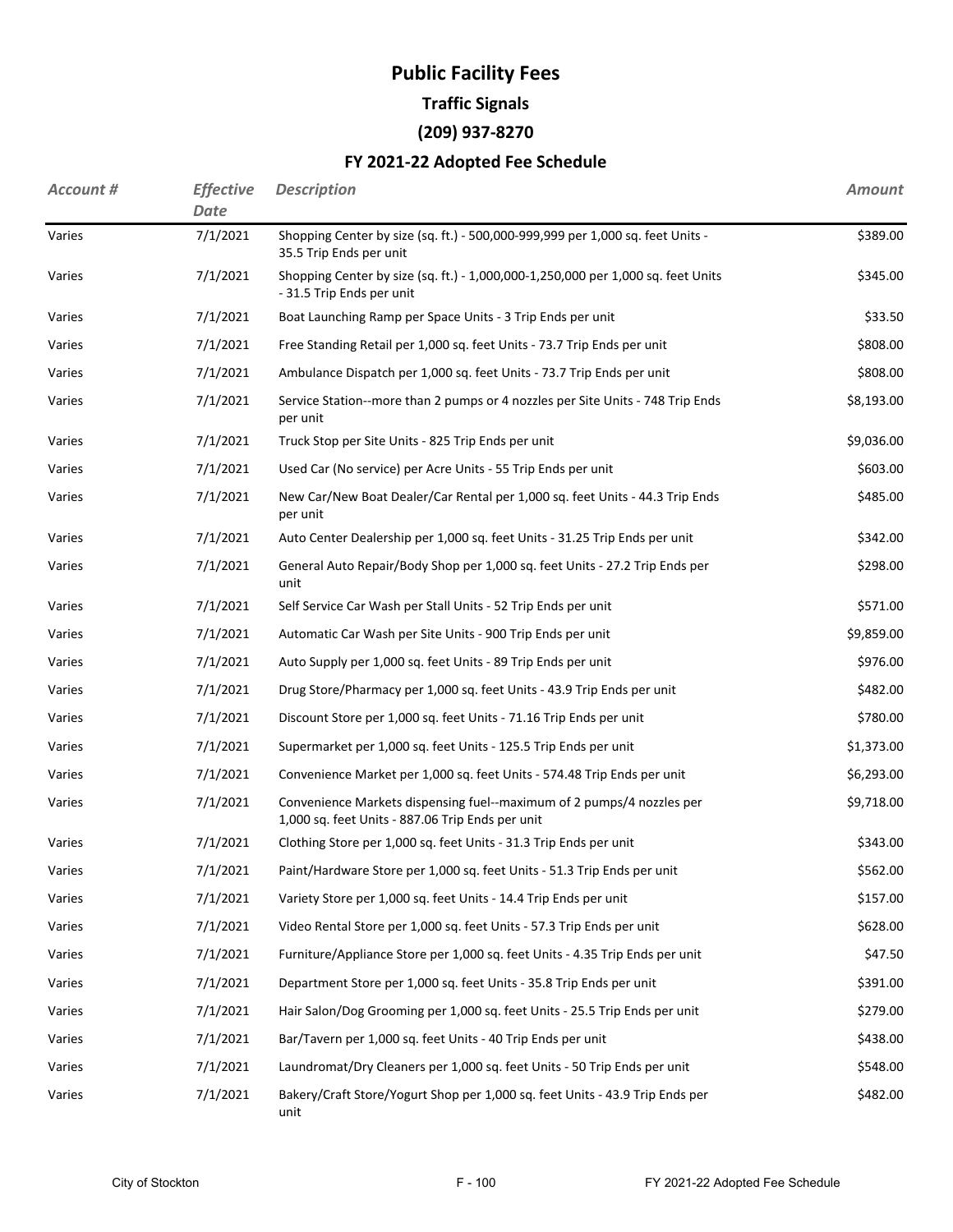# Public Facility Fees

## Traffic Signals

## (209) 937-8270

## FY 2021-22 Adopted Fee Schedule

| *Account #* | *Effective Date* | *Description* | *Amount* |
|---|---|---|---|
| Varies | 7/1/2021 | Shopping Center by size (sq. ft.) - 500,000-999,999 per 1,000 sq. feet Units - 35.5 Trip Ends per unit | $389.00 |
| Varies | 7/1/2021 | Shopping Center by size (sq. ft.) - 1,000,000-1,250,000 per 1,000 sq. feet Units - 31.5 Trip Ends per unit | $345.00 |
| Varies | 7/1/2021 | Boat Launching Ramp per Space Units - 3 Trip Ends per unit | $33.50 |
| Varies | 7/1/2021 | Free Standing Retail per 1,000 sq. feet Units - 73.7 Trip Ends per unit | $808.00 |
| Varies | 7/1/2021 | Ambulance Dispatch per 1,000 sq. feet Units - 73.7 Trip Ends per unit | $808.00 |
| Varies | 7/1/2021 | Service Station--more than 2 pumps or 4 nozzles per Site Units - 748 Trip Ends per unit | $8,193.00 |
| Varies | 7/1/2021 | Truck Stop per Site Units - 825 Trip Ends per unit | $9,036.00 |
| Varies | 7/1/2021 | Used Car (No service) per Acre Units - 55 Trip Ends per unit | $603.00 |
| Varies | 7/1/2021 | New Car/New Boat Dealer/Car Rental per 1,000 sq. feet Units - 44.3 Trip Ends per unit | $485.00 |
| Varies | 7/1/2021 | Auto Center Dealership per 1,000 sq. feet Units - 31.25 Trip Ends per unit | $342.00 |
| Varies | 7/1/2021 | General Auto Repair/Body Shop per 1,000 sq. feet Units - 27.2 Trip Ends per unit | $298.00 |
| Varies | 7/1/2021 | Self Service Car Wash per Stall Units - 52 Trip Ends per unit | $571.00 |
| Varies | 7/1/2021 | Automatic Car Wash per Site Units - 900 Trip Ends per unit | $9,859.00 |
| Varies | 7/1/2021 | Auto Supply per 1,000 sq. feet Units - 89 Trip Ends per unit | $976.00 |
| Varies | 7/1/2021 | Drug Store/Pharmacy per 1,000 sq. feet Units - 43.9 Trip Ends per unit | $482.00 |
| Varies | 7/1/2021 | Discount Store per 1,000 sq. feet Units - 71.16 Trip Ends per unit | $780.00 |
| Varies | 7/1/2021 | Supermarket per 1,000 sq. feet Units - 125.5 Trip Ends per unit | $1,373.00 |
| Varies | 7/1/2021 | Convenience Market per 1,000 sq. feet Units - 574.48 Trip Ends per unit | $6,293.00 |
| Varies | 7/1/2021 | Convenience Markets dispensing fuel--maximum of 2 pumps/4 nozzles per 1,000 sq. feet Units - 887.06 Trip Ends per unit | $9,718.00 |
| Varies | 7/1/2021 | Clothing Store per 1,000 sq. feet Units - 31.3 Trip Ends per unit | $343.00 |
| Varies | 7/1/2021 | Paint/Hardware Store per 1,000 sq. feet Units - 51.3 Trip Ends per unit | $562.00 |
| Varies | 7/1/2021 | Variety Store per 1,000 sq. feet Units - 14.4 Trip Ends per unit | $157.00 |
| Varies | 7/1/2021 | Video Rental Store per 1,000 sq. feet Units - 57.3 Trip Ends per unit | $628.00 |
| Varies | 7/1/2021 | Furniture/Appliance Store per 1,000 sq. feet Units - 4.35 Trip Ends per unit | $47.50 |
| Varies | 7/1/2021 | Department Store per 1,000 sq. feet Units - 35.8 Trip Ends per unit | $391.00 |
| Varies | 7/1/2021 | Hair Salon/Dog Grooming per 1,000 sq. feet Units - 25.5 Trip Ends per unit | $279.00 |
| Varies | 7/1/2021 | Bar/Tavern per 1,000 sq. feet Units - 40 Trip Ends per unit | $438.00 |
| Varies | 7/1/2021 | Laundromat/Dry Cleaners per 1,000 sq. feet Units - 50 Trip Ends per unit | $548.00 |
| Varies | 7/1/2021 | Bakery/Craft Store/Yogurt Shop per 1,000 sq. feet Units - 43.9 Trip Ends per unit | $482.00 |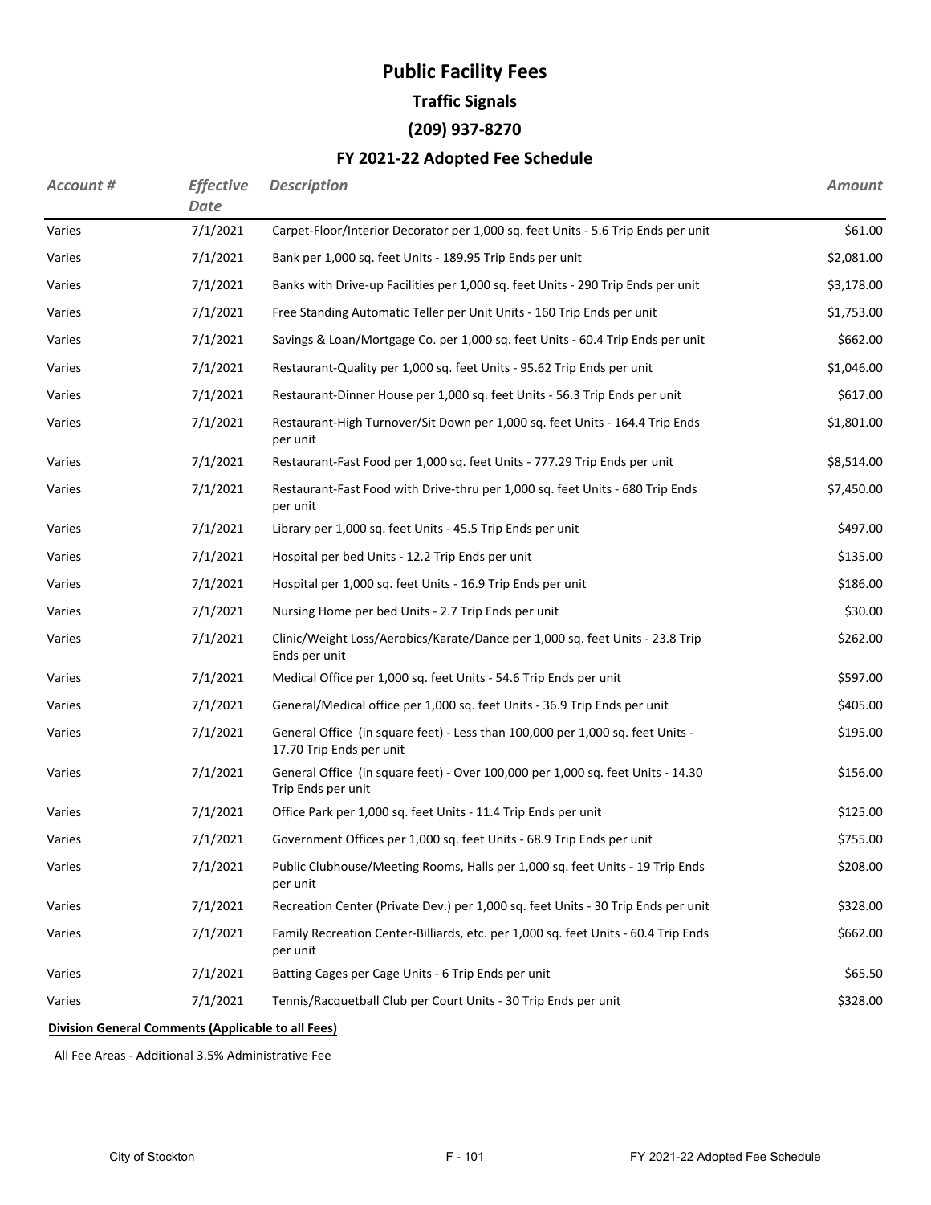# Public Facility Fees

## Traffic Signals

## (209) 937-8270

## FY 2021-22 Adopted Fee Schedule

| *Account #* | *Effective Date* | *Description* | *Amount* |
|---|---|---|---|
| Varies | 7/1/2021 | Carpet-Floor/Interior Decorator per 1,000 sq. feet Units - 5.6 Trip Ends per unit | $61.00 |
| Varies | 7/1/2021 | Bank per 1,000 sq. feet Units - 189.95 Trip Ends per unit | $2,081.00 |
| Varies | 7/1/2021 | Banks with Drive-up Facilities per 1,000 sq. feet Units - 290 Trip Ends per unit | $3,178.00 |
| Varies | 7/1/2021 | Free Standing Automatic Teller per Unit Units - 160 Trip Ends per unit | $1,753.00 |
| Varies | 7/1/2021 | Savings & Loan/Mortgage Co. per 1,000 sq. feet Units - 60.4 Trip Ends per unit | $662.00 |
| Varies | 7/1/2021 | Restaurant-Quality per 1,000 sq. feet Units - 95.62 Trip Ends per unit | $1,046.00 |
| Varies | 7/1/2021 | Restaurant-Dinner House per 1,000 sq. feet Units - 56.3 Trip Ends per unit | $617.00 |
| Varies | 7/1/2021 | Restaurant-High Turnover/Sit Down per 1,000 sq. feet Units - 164.4 Trip Ends per unit | $1,801.00 |
| Varies | 7/1/2021 | Restaurant-Fast Food per 1,000 sq. feet Units - 777.29 Trip Ends per unit | $8,514.00 |
| Varies | 7/1/2021 | Restaurant-Fast Food with Drive-thru per 1,000 sq. feet Units - 680 Trip Ends per unit | $7,450.00 |
| Varies | 7/1/2021 | Library per 1,000 sq. feet Units - 45.5 Trip Ends per unit | $497.00 |
| Varies | 7/1/2021 | Hospital per bed Units - 12.2 Trip Ends per unit | $135.00 |
| Varies | 7/1/2021 | Hospital per 1,000 sq. feet Units - 16.9 Trip Ends per unit | $186.00 |
| Varies | 7/1/2021 | Nursing Home per bed Units - 2.7 Trip Ends per unit | $30.00 |
| Varies | 7/1/2021 | Clinic/Weight Loss/Aerobics/Karate/Dance per 1,000 sq. feet Units - 23.8 Trip Ends per unit | $262.00 |
| Varies | 7/1/2021 | Medical Office per 1,000 sq. feet Units - 54.6 Trip Ends per unit | $597.00 |
| Varies | 7/1/2021 | General/Medical office per 1,000 sq. feet Units - 36.9 Trip Ends per unit | $405.00 |
| Varies | 7/1/2021 | General Office (in square feet) - Less than 100,000 per 1,000 sq. feet Units - 17.70 Trip Ends per unit | $195.00 |
| Varies | 7/1/2021 | General Office (in square feet) - Over 100,000 per 1,000 sq. feet Units - 14.30 Trip Ends per unit | $156.00 |
| Varies | 7/1/2021 | Office Park per 1,000 sq. feet Units - 11.4 Trip Ends per unit | $125.00 |
| Varies | 7/1/2021 | Government Offices per 1,000 sq. feet Units - 68.9 Trip Ends per unit | $755.00 |
| Varies | 7/1/2021 | Public Clubhouse/Meeting Rooms, Halls per 1,000 sq. feet Units - 19 Trip Ends per unit | $208.00 |
| Varies | 7/1/2021 | Recreation Center (Private Dev.) per 1,000 sq. feet Units - 30 Trip Ends per unit | $328.00 |
| Varies | 7/1/2021 | Family Recreation Center-Billiards, etc. per 1,000 sq. feet Units - 60.4 Trip Ends per unit | $662.00 |
| Varies | 7/1/2021 | Batting Cages per Cage Units - 6 Trip Ends per unit | $65.50 |
| Varies | 7/1/2021 | Tennis/Racquetball Club per Court Units - 30 Trip Ends per unit | $328.00 |

**Division General Comments (Applicable to all Fees)**

All Fee Areas - Additional 3.5% Administrative Fee